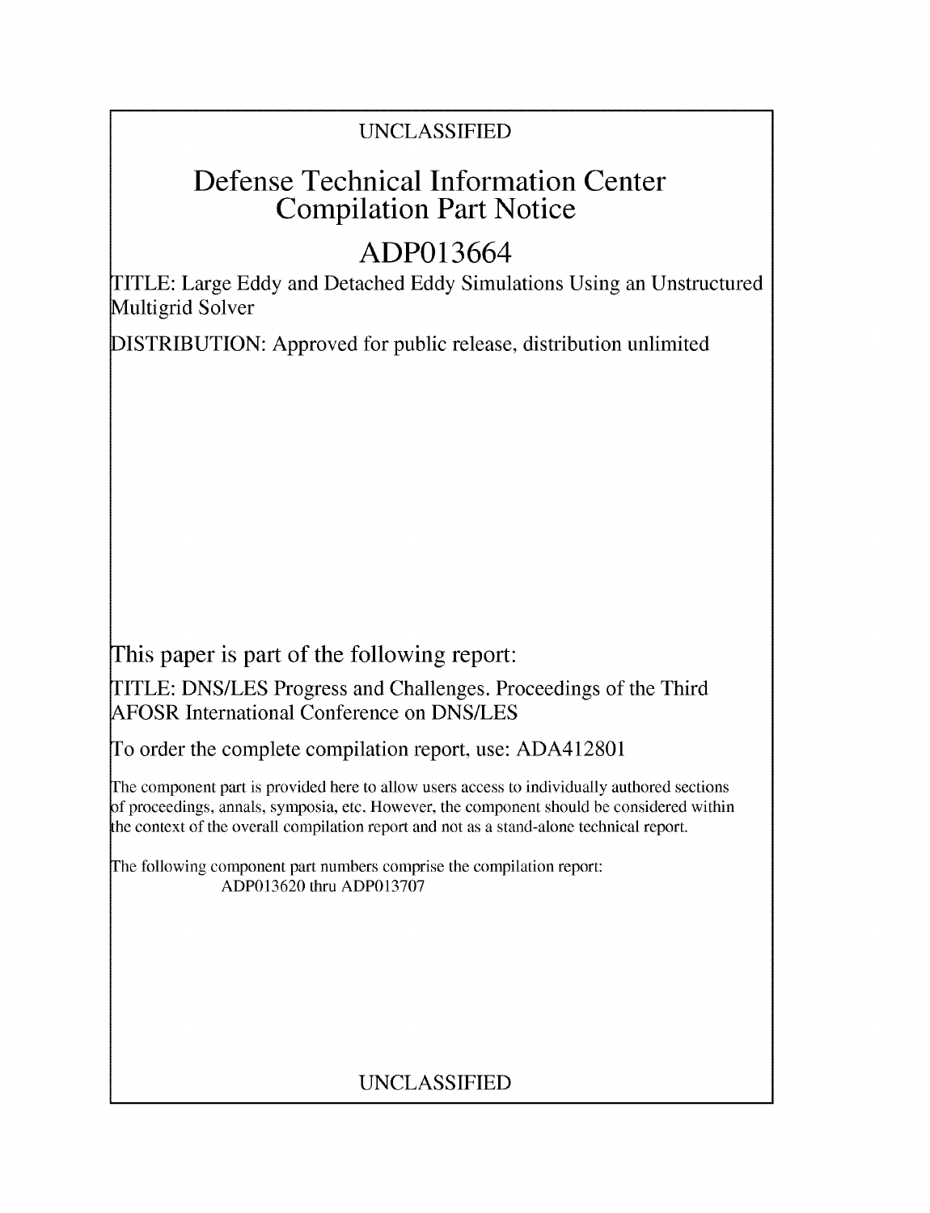UNCLASSIFIED

# Defense Technical Information Center Compilation Part Notice

## ADP013664

TITLE: Large Eddy and Detached Eddy Simulations Using an Unstructured Multigrid Solver

DISTRIBUTION: Approved for public release, distribution unlimited

This paper is part of the following report:

TITLE: DNS/LES Progress and Challenges. Proceedings of the Third AFOSR International Conference on DNS/LES

To order the complete compilation report, use: ADA412801

The component part is provided here to allow users access to individually authored sections of proceedings, annals, symposia, etc. However, the component should be considered within the context of the overall compilation report and not as a stand-alone technical report.

The following component part numbers comprise the compilation report:
ADP013620 thru ADP013707

UNCLASSIFIED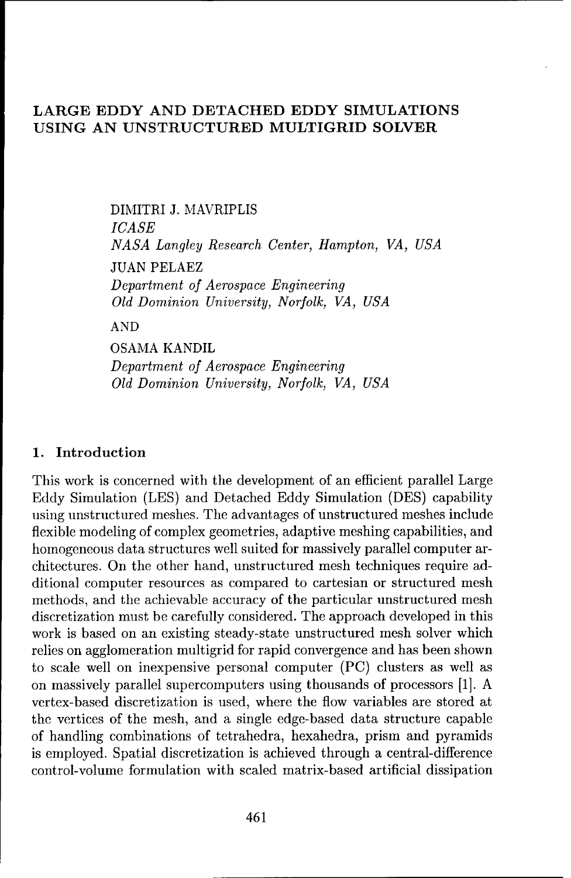# LARGE EDDY AND DETACHED EDDY SIMULATIONS USING AN UNSTRUCTURED MULTIGRID SOLVER

DIMITRI J. MAVRIPLIS
*ICASE*
*NASA Langley Research Center, Hampton, VA, USA*

JUAN PELAEZ
*Department of Aerospace Engineering*
*Old Dominion University, Norfolk, VA, USA*

AND

OSAMA KANDIL
*Department of Aerospace Engineering*
*Old Dominion University, Norfolk, VA, USA*

## 1. Introduction

This work is concerned with the development of an efficient parallel Large Eddy Simulation (LES) and Detached Eddy Simulation (DES) capability using unstructured meshes. The advantages of unstructured meshes include flexible modeling of complex geometries, adaptive meshing capabilities, and homogeneous data structures well suited for massively parallel computer architectures. On the other hand, unstructured mesh techniques require additional computer resources as compared to cartesian or structured mesh methods, and the achievable accuracy of the particular unstructured mesh discretization must be carefully considered. The approach developed in this work is based on an existing steady-state unstructured mesh solver which relies on agglomeration multigrid for rapid convergence and has been shown to scale well on inexpensive personal computer (PC) clusters as well as on massively parallel supercomputers using thousands of processors [1]. A vertex-based discretization is used, where the flow variables are stored at the vertices of the mesh, and a single edge-based data structure capable of handling combinations of tetrahedra, hexahedra, prism and pyramids is employed. Spatial discretization is achieved through a central-difference control-volume formulation with scaled matrix-based artificial dissipation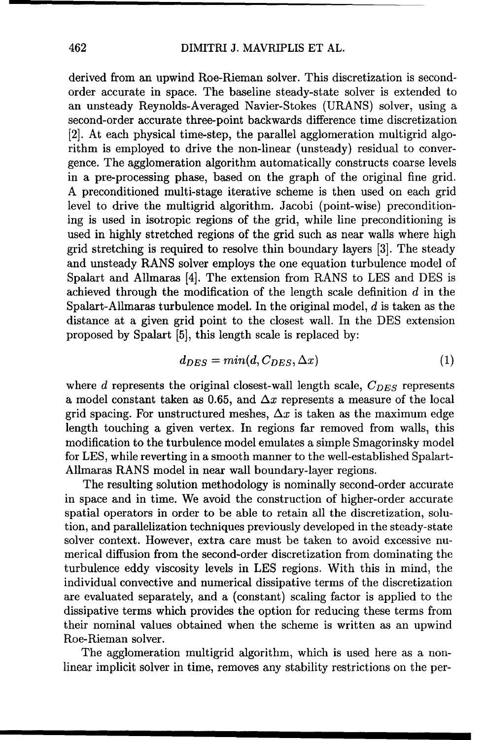derived from an upwind Roe-Rieman solver. This discretization is second-order accurate in space. The baseline steady-state solver is extended to an unsteady Reynolds-Averaged Navier-Stokes (URANS) solver, using a second-order accurate three-point backwards difference time discretization [2]. At each physical time-step, the parallel agglomeration multigrid algorithm is employed to drive the non-linear (unsteady) residual to convergence. The agglomeration algorithm automatically constructs coarse levels in a pre-processing phase, based on the graph of the original fine grid. A preconditioned multi-stage iterative scheme is then used on each grid level to drive the multigrid algorithm. Jacobi (point-wise) preconditioning is used in isotropic regions of the grid, while line preconditioning is used in highly stretched regions of the grid such as near walls where high grid stretching is required to resolve thin boundary layers [3]. The steady and unsteady RANS solver employs the one equation turbulence model of Spalart and Allmaras [4]. The extension from RANS to LES and DES is achieved through the modification of the length scale definition $d$ in the Spalart-Allmaras turbulence model. In the original model, $d$ is taken as the distance at a given grid point to the closest wall. In the DES extension proposed by Spalart [5], this length scale is replaced by:

$$d_{DES} = min(d, C_{DES}, \Delta x) \tag{1}$$

where $d$ represents the original closest-wall length scale, $C_{DES}$ represents a model constant taken as 0.65, and $\Delta x$ represents a measure of the local grid spacing. For unstructured meshes, $\Delta x$ is taken as the maximum edge length touching a given vertex. In regions far removed from walls, this modification to the turbulence model emulates a simple Smagorinsky model for LES, while reverting in a smooth manner to the well-established Spalart-Allmaras RANS model in near wall boundary-layer regions.

The resulting solution methodology is nominally second-order accurate in space and in time. We avoid the construction of higher-order accurate spatial operators in order to be able to retain all the discretization, solution, and parallelization techniques previously developed in the steady-state solver context. However, extra care must be taken to avoid excessive numerical diffusion from the second-order discretization from dominating the turbulence eddy viscosity levels in LES regions. With this in mind, the individual convective and numerical dissipative terms of the discretization are evaluated separately, and a (constant) scaling factor is applied to the dissipative terms which provides the option for reducing these terms from their nominal values obtained when the scheme is written as an upwind Roe-Rieman solver.

The agglomeration multigrid algorithm, which is used here as a non-linear implicit solver in time, removes any stability restrictions on the per-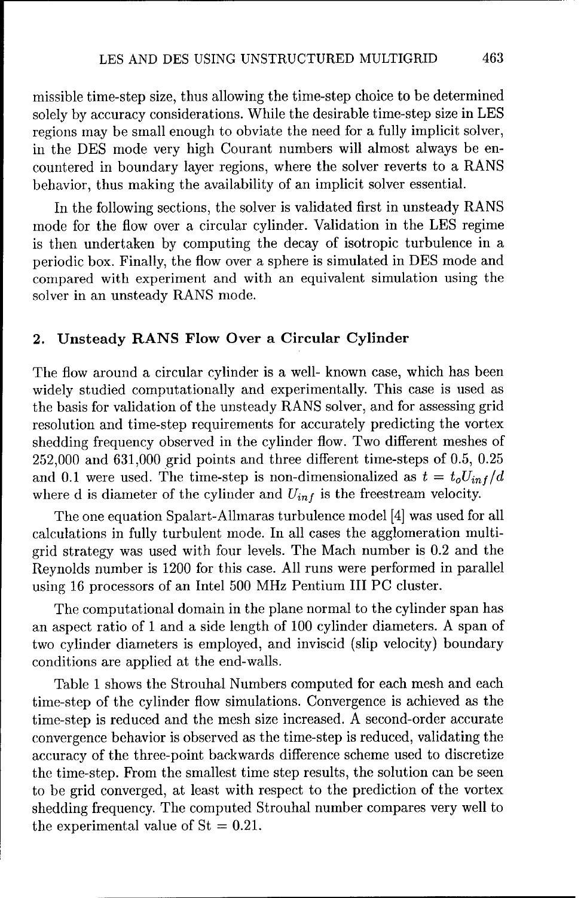missible time-step size, thus allowing the time-step choice to be determined solely by accuracy considerations. While the desirable time-step size in LES regions may be small enough to obviate the need for a fully implicit solver, in the DES mode very high Courant numbers will almost always be encountered in boundary layer regions, where the solver reverts to a RANS behavior, thus making the availability of an implicit solver essential.

In the following sections, the solver is validated first in unsteady RANS mode for the flow over a circular cylinder. Validation in the LES regime is then undertaken by computing the decay of isotropic turbulence in a periodic box. Finally, the flow over a sphere is simulated in DES mode and compared with experiment and with an equivalent simulation using the solver in an unsteady RANS mode.

## 2. Unsteady RANS Flow Over a Circular Cylinder

The flow around a circular cylinder is a well- known case, which has been widely studied computationally and experimentally. This case is used as the basis for validation of the unsteady RANS solver, and for assessing grid resolution and time-step requirements for accurately predicting the vortex shedding frequency observed in the cylinder flow. Two different meshes of 252,000 and 631,000 grid points and three different time-steps of 0.5, 0.25 and 0.1 were used. The time-step is non-dimensionalized as $t = t_o U_{inf}/d$ where d is diameter of the cylinder and $U_{inf}$ is the freestream velocity.

The one equation Spalart-Allmaras turbulence model [4] was used for all calculations in fully turbulent mode. In all cases the agglomeration multigrid strategy was used with four levels. The Mach number is 0.2 and the Reynolds number is 1200 for this case. All runs were performed in parallel using 16 processors of an Intel 500 MHz Pentium III PC cluster.

The computational domain in the plane normal to the cylinder span has an aspect ratio of 1 and a side length of 100 cylinder diameters. A span of two cylinder diameters is employed, and inviscid (slip velocity) boundary conditions are applied at the end-walls.

Table 1 shows the Strouhal Numbers computed for each mesh and each time-step of the cylinder flow simulations. Convergence is achieved as the time-step is reduced and the mesh size increased. A second-order accurate convergence behavior is observed as the time-step is reduced, validating the accuracy of the three-point backwards difference scheme used to discretize the time-step. From the smallest time step results, the solution can be seen to be grid converged, at least with respect to the prediction of the vortex shedding frequency. The computed Strouhal number compares very well to the experimental value of St = 0.21.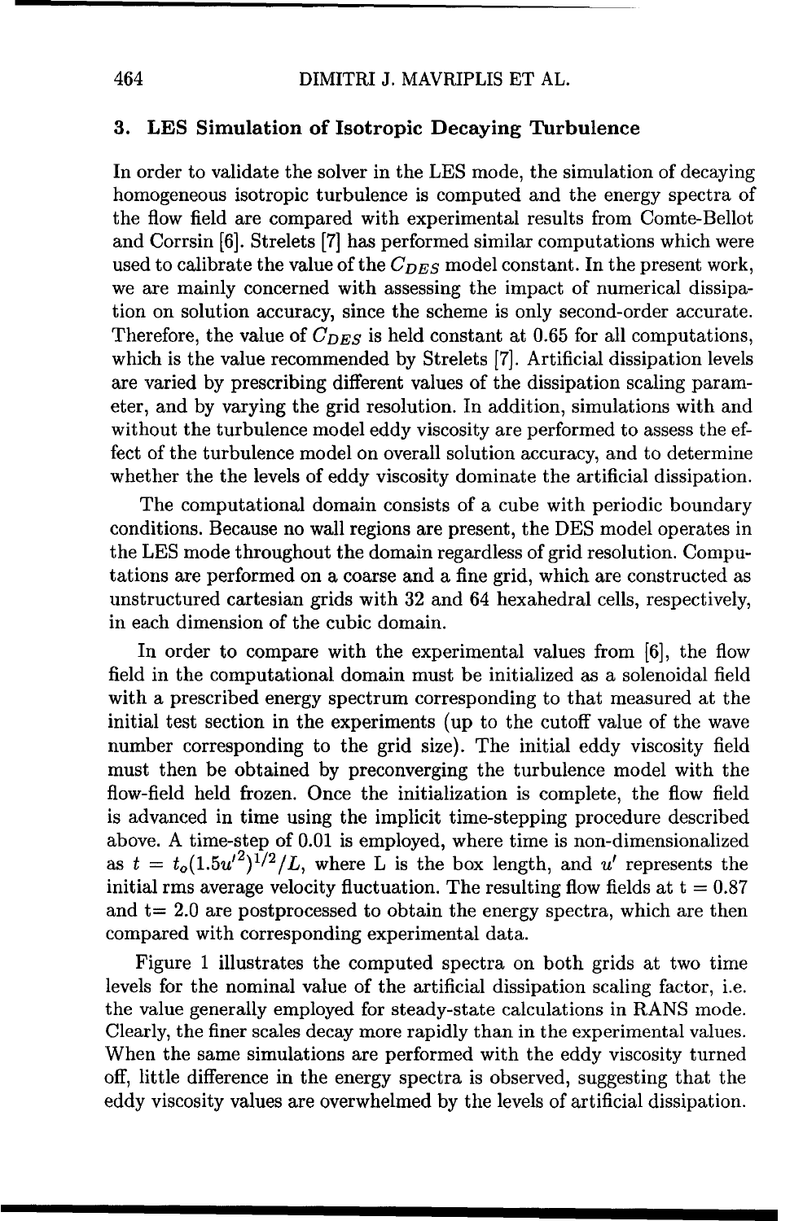## 3. LES Simulation of Isotropic Decaying Turbulence

In order to validate the solver in the LES mode, the simulation of decaying homogeneous isotropic turbulence is computed and the energy spectra of the flow field are compared with experimental results from Comte-Bellot and Corrsin [6]. Strelets [7] has performed similar computations which were used to calibrate the value of the $C_{DES}$ model constant. In the present work, we are mainly concerned with assessing the impact of numerical dissipation on solution accuracy, since the scheme is only second-order accurate. Therefore, the value of $C_{DES}$ is held constant at 0.65 for all computations, which is the value recommended by Strelets [7]. Artificial dissipation levels are varied by prescribing different values of the dissipation scaling parameter, and by varying the grid resolution. In addition, simulations with and without the turbulence model eddy viscosity are performed to assess the effect of the turbulence model on overall solution accuracy, and to determine whether the the levels of eddy viscosity dominate the artificial dissipation.

The computational domain consists of a cube with periodic boundary conditions. Because no wall regions are present, the DES model operates in the LES mode throughout the domain regardless of grid resolution. Computations are performed on a coarse and a fine grid, which are constructed as unstructured cartesian grids with 32 and 64 hexahedral cells, respectively, in each dimension of the cubic domain.

In order to compare with the experimental values from [6], the flow field in the computational domain must be initialized as a solenoidal field with a prescribed energy spectrum corresponding to that measured at the initial test section in the experiments (up to the cutoff value of the wave number corresponding to the grid size). The initial eddy viscosity field must then be obtained by preconverging the turbulence model with the flow-field held frozen. Once the initialization is complete, the flow field is advanced in time using the implicit time-stepping procedure described above. A time-step of 0.01 is employed, where time is non-dimensionalized as $t = t_o(1.5u'^2)^{1/2}/L$, where L is the box length, and $u'$ represents the initial rms average velocity fluctuation. The resulting flow fields at t = 0.87 and t= 2.0 are postprocessed to obtain the energy spectra, which are then compared with corresponding experimental data.

Figure 1 illustrates the computed spectra on both grids at two time levels for the nominal value of the artificial dissipation scaling factor, i.e. the value generally employed for steady-state calculations in RANS mode. Clearly, the finer scales decay more rapidly than in the experimental values. When the same simulations are performed with the eddy viscosity turned off, little difference in the energy spectra is observed, suggesting that the eddy viscosity values are overwhelmed by the levels of artificial dissipation.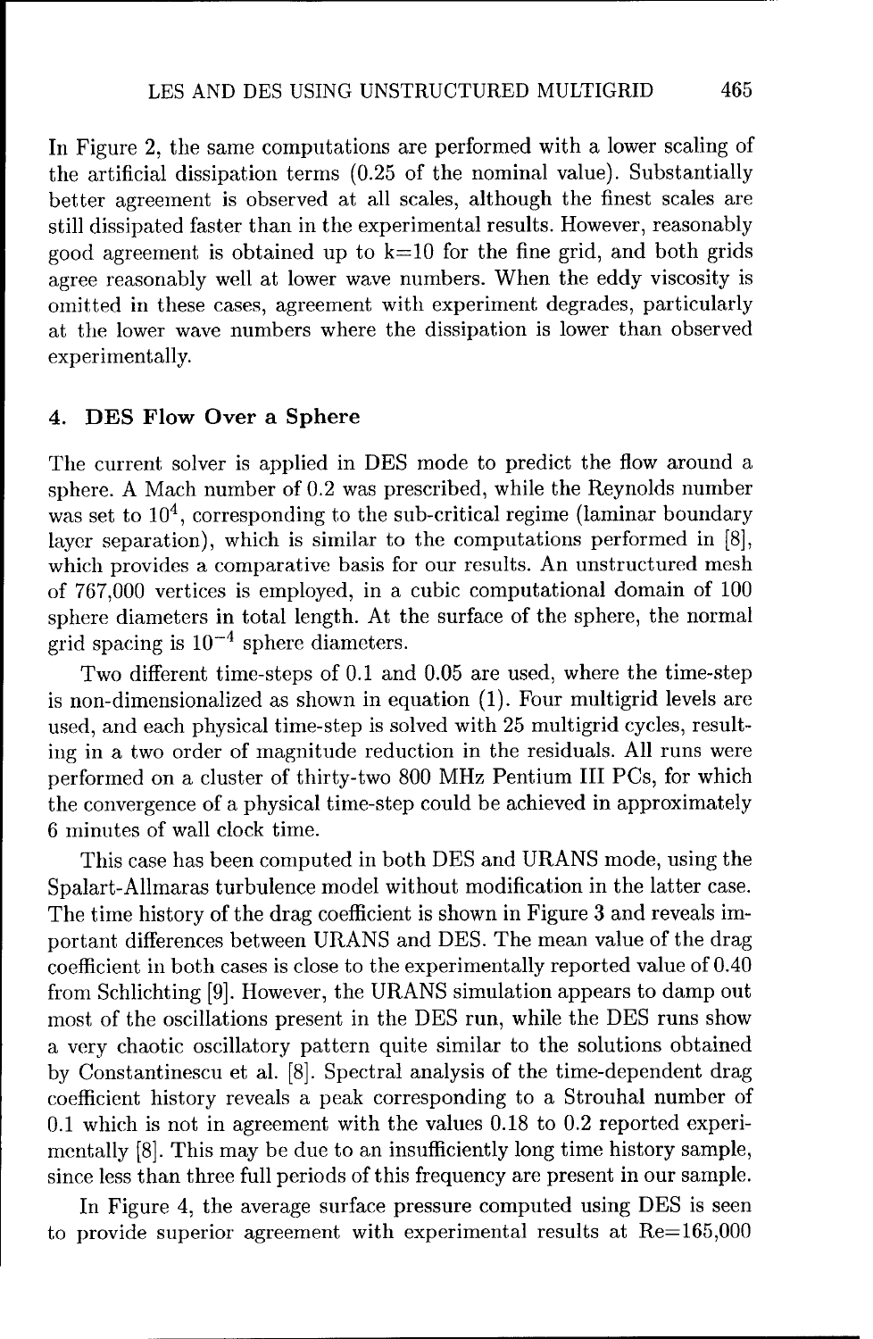In Figure 2, the same computations are performed with a lower scaling of the artificial dissipation terms (0.25 of the nominal value). Substantially better agreement is observed at all scales, although the finest scales are still dissipated faster than in the experimental results. However, reasonably good agreement is obtained up to k=10 for the fine grid, and both grids agree reasonably well at lower wave numbers. When the eddy viscosity is omitted in these cases, agreement with experiment degrades, particularly at the lower wave numbers where the dissipation is lower than observed experimentally.

## 4. DES Flow Over a Sphere

The current solver is applied in DES mode to predict the flow around a sphere. A Mach number of 0.2 was prescribed, while the Reynolds number was set to $10^4$, corresponding to the sub-critical regime (laminar boundary layer separation), which is similar to the computations performed in [8], which provides a comparative basis for our results. An unstructured mesh of 767,000 vertices is employed, in a cubic computational domain of 100 sphere diameters in total length. At the surface of the sphere, the normal grid spacing is $10^{-4}$ sphere diameters.

Two different time-steps of 0.1 and 0.05 are used, where the time-step is non-dimensionalized as shown in equation (1). Four multigrid levels are used, and each physical time-step is solved with 25 multigrid cycles, resulting in a two order of magnitude reduction in the residuals. All runs were performed on a cluster of thirty-two 800 MHz Pentium III PCs, for which the convergence of a physical time-step could be achieved in approximately 6 minutes of wall clock time.

This case has been computed in both DES and URANS mode, using the Spalart-Allmaras turbulence model without modification in the latter case. The time history of the drag coefficient is shown in Figure 3 and reveals important differences between URANS and DES. The mean value of the drag coefficient in both cases is close to the experimentally reported value of 0.40 from Schlichting [9]. However, the URANS simulation appears to damp out most of the oscillations present in the DES run, while the DES runs show a very chaotic oscillatory pattern quite similar to the solutions obtained by Constantinescu et al. [8]. Spectral analysis of the time-dependent drag coefficient history reveals a peak corresponding to a Strouhal number of 0.1 which is not in agreement with the values 0.18 to 0.2 reported experimentally [8]. This may be due to an insufficiently long time history sample, since less than three full periods of this frequency are present in our sample.

In Figure 4, the average surface pressure computed using DES is seen to provide superior agreement with experimental results at Re=165,000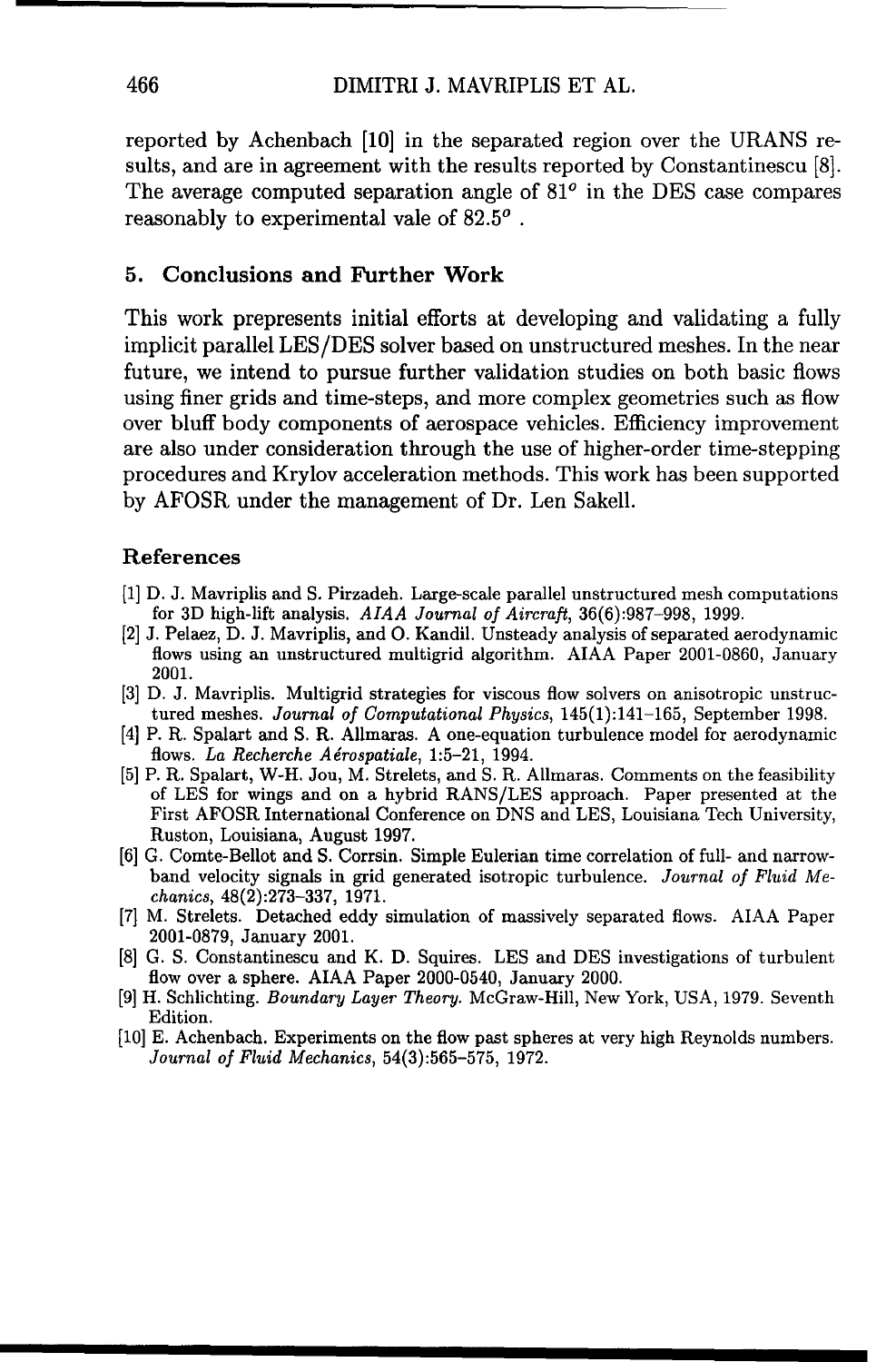reported by Achenbach [10] in the separated region over the URANS results, and are in agreement with the results reported by Constantinescu [8]. The average computed separation angle of $81^o$ in the DES case compares reasonably to experimental vale of $82.5^o$ .

## 5. Conclusions and Further Work

This work prepresents initial efforts at developing and validating a fully implicit parallel LES/DES solver based on unstructured meshes. In the near future, we intend to pursue further validation studies on both basic flows using finer grids and time-steps, and more complex geometries such as flow over bluff body components of aerospace vehicles. Efficiency improvement are also under consideration through the use of higher-order time-stepping procedures and Krylov acceleration methods. This work has been supported by AFOSR under the management of Dr. Len Sakell.

### References

[1] D. J. Mavriplis and S. Pirzadeh. Large-scale parallel unstructured mesh computations for 3D high-lift analysis. *AIAA Journal of Aircraft*, 36(6):987–998, 1999.

[2] J. Pelaez, D. J. Mavriplis, and O. Kandil. Unsteady analysis of separated aerodynamic flows using an unstructured multigrid algorithm. AIAA Paper 2001-0860, January 2001.

[3] D. J. Mavriplis. Multigrid strategies for viscous flow solvers on anisotropic unstructured meshes. *Journal of Computational Physics*, 145(1):141–165, September 1998.

[4] P. R. Spalart and S. R. Allmaras. A one-equation turbulence model for aerodynamic flows. *La Recherche Aérospatiale*, 1:5–21, 1994.

[5] P. R. Spalart, W-H. Jou, M. Strelets, and S. R. Allmaras. Comments on the feasibility of LES for wings and on a hybrid RANS/LES approach. Paper presented at the First AFOSR International Conference on DNS and LES, Louisiana Tech University, Ruston, Louisiana, August 1997.

[6] G. Comte-Bellot and S. Corrsin. Simple Eulerian time correlation of full- and narrow-band velocity signals in grid generated isotropic turbulence. *Journal of Fluid Mechanics*, 48(2):273–337, 1971.

[7] M. Strelets. Detached eddy simulation of massively separated flows. AIAA Paper 2001-0879, January 2001.

[8] G. S. Constantinescu and K. D. Squires. LES and DES investigations of turbulent flow over a sphere. AIAA Paper 2000-0540, January 2000.

[9] H. Schlichting. *Boundary Layer Theory.* McGraw-Hill, New York, USA, 1979. Seventh Edition.

[10] E. Achenbach. Experiments on the flow past spheres at very high Reynolds numbers. *Journal of Fluid Mechanics*, 54(3):565–575, 1972.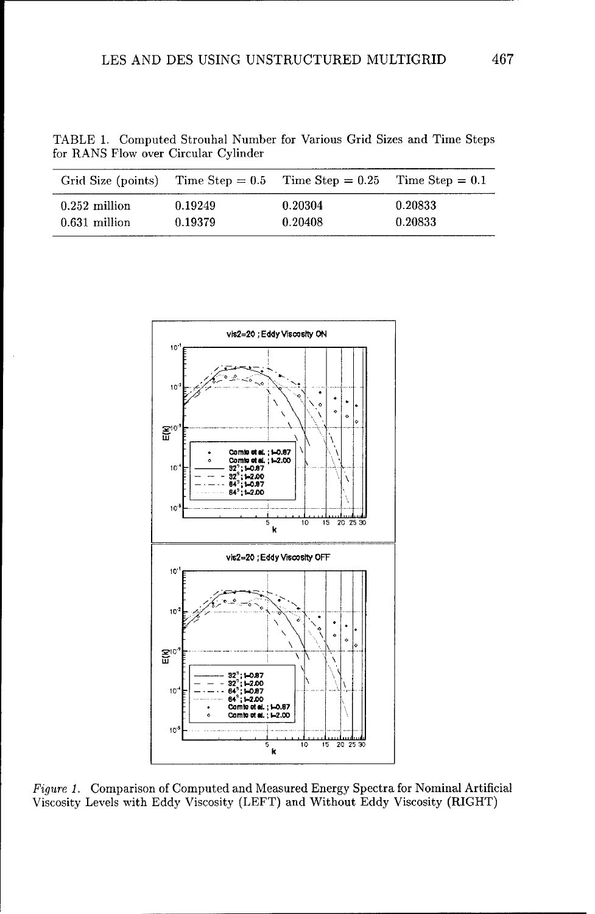TABLE 1. Computed Strouhal Number for Various Grid Sizes and Time Steps for RANS Flow over Circular Cylinder

| Grid Size (points) | Time Step = 0.5 | Time Step = 0.25 | Time Step = 0.1 |
|---|---|---|---|
| 0.252 million | 0.19249 | 0.20304 | 0.20833 |
| 0.631 million | 0.19379 | 0.20408 | 0.20833 |

vis2=20 ; Eddy Viscosity ON

$10^{-1}$
$10^{-2}$
$10^{-3}$
$10^{-4}$
$10^{-5}$

E(k)

Comte et al. ; t=0.87
Comte et al. ; t=2.00
$32^3$ ; t=0.87
$32^3$ ; t=2.00
$64^3$ ; t=0.87
$64^3$ ; t=2.00

5 10 15 20 25 30
k

vis2=20 ; Eddy Viscosity OFF

$10^{-1}$
$10^{-2}$
$10^{-3}$
$10^{-4}$
$10^{-5}$

E(k)

$32^3$ ; t=0.87
$32^3$ ; t=2.00
$64^3$ ; t=0.87
$64^3$ ; t=2.00
Comte et al. ; t=0.87
Comte et al. ; t=2.00

5 10 15 20 25 30
k

*Figure 1.* Comparison of Computed and Measured Energy Spectra for Nominal Artificial Viscosity Levels with Eddy Viscosity (LEFT) and Without Eddy Viscosity (RIGHT)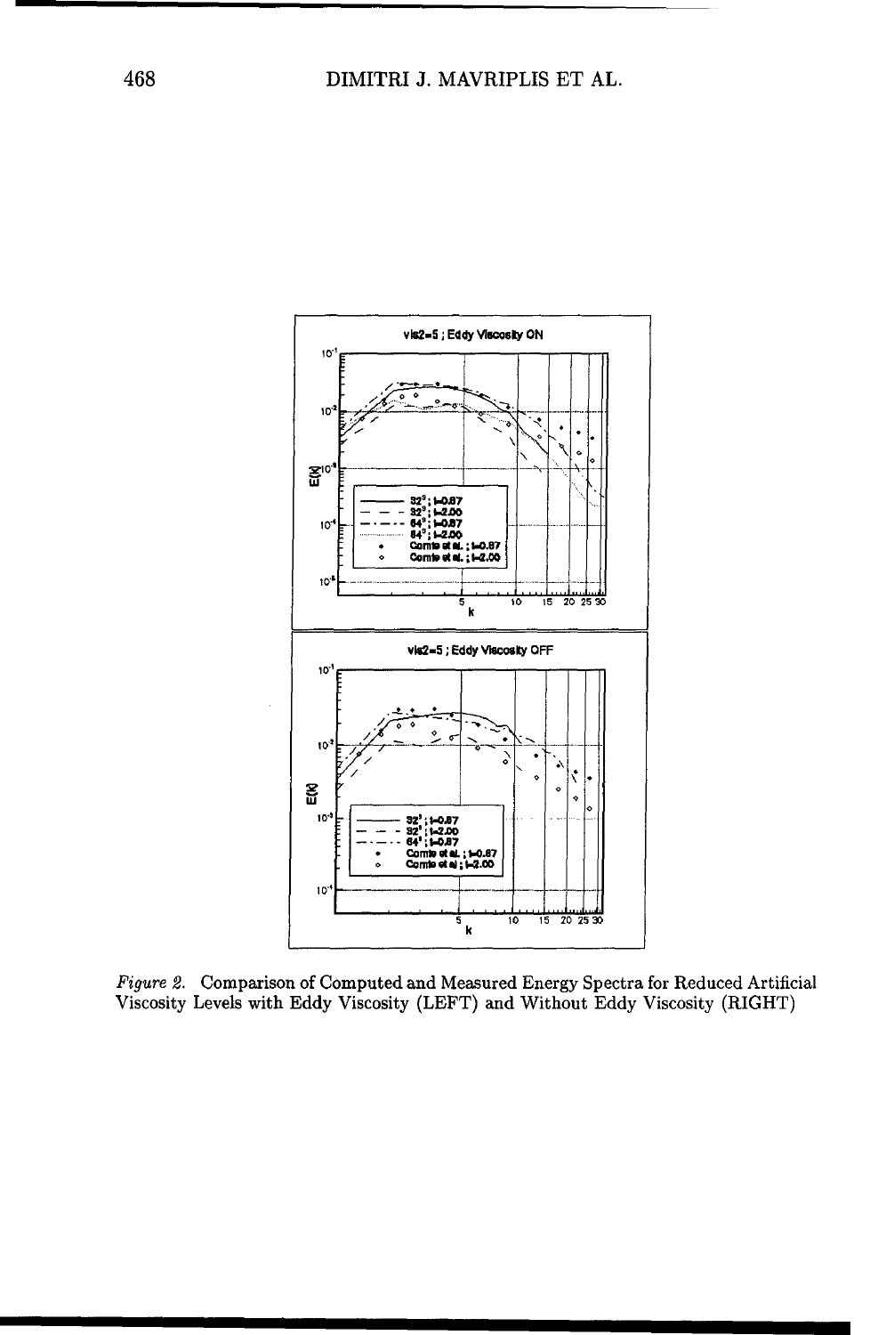vis2=5 ; Eddy Viscosity ON

$10^{-1}$

$10^{-2}$

$10^{-3}$

$10^{-4}$

$10^{-5}$

E(k)

$32^3$ ; t=0.87
$32^3$ ; t=2.00
$64^3$ ; t=0.87
$64^3$ ; t=2.00
Comte et al. ; t=0.87
Comte et al. ; t=2.00

5 10 15 20 25 30

k

vis2=5 ; Eddy Viscosity OFF

$10^{-1}$

$10^{-2}$

$10^{-3}$

$10^{-4}$

E(k)

$32^3$ ; t=0.87
$32^3$ ; t=2.00
$64^3$ ; t=0.87
Comte et al. ; t=0.87
Comte et al ; t=2.00

5 10 15 20 25 30

k

*Figure 2.* Comparison of Computed and Measured Energy Spectra for Reduced Artificial Viscosity Levels with Eddy Viscosity (LEFT) and Without Eddy Viscosity (RIGHT)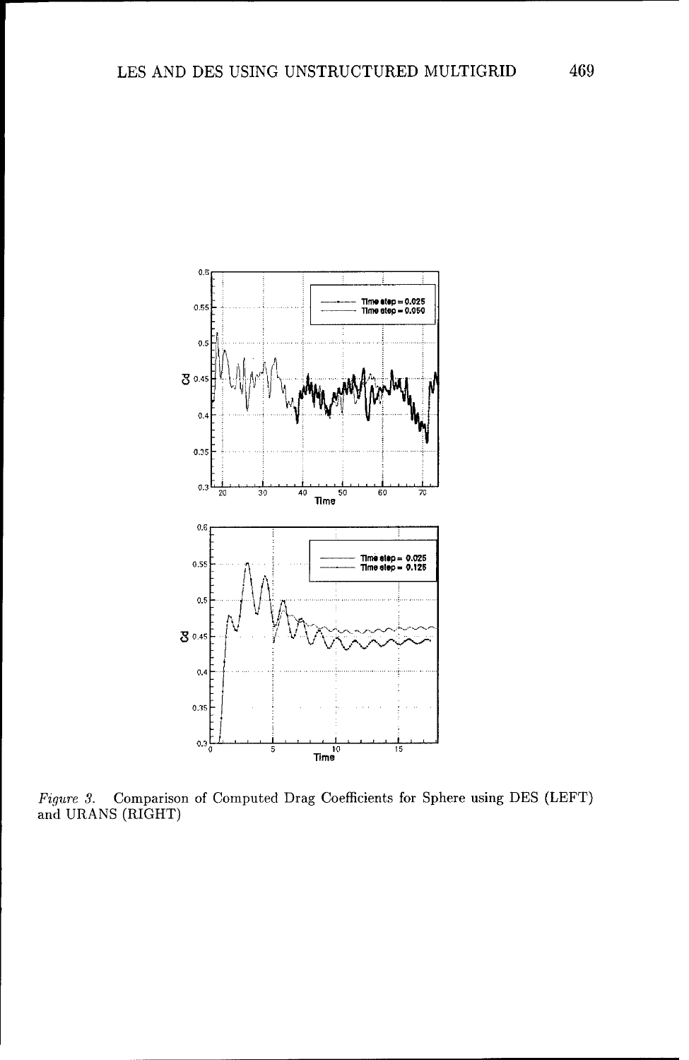0.6
0.55
0.5
Cd 0.45
0.4
0.35
0.3
20 30 40 50 60 70
Time
Time step = 0.025
Time step = 0.050

0.6
0.55
0.5
Cd 0.45
0.4
0.35
0.3
0 5 10 15
Time
Time step = 0.025
Time step = 0.125

*Figure 3.* Comparison of Computed Drag Coefficients for Sphere using DES (LEFT) and URANS (RIGHT)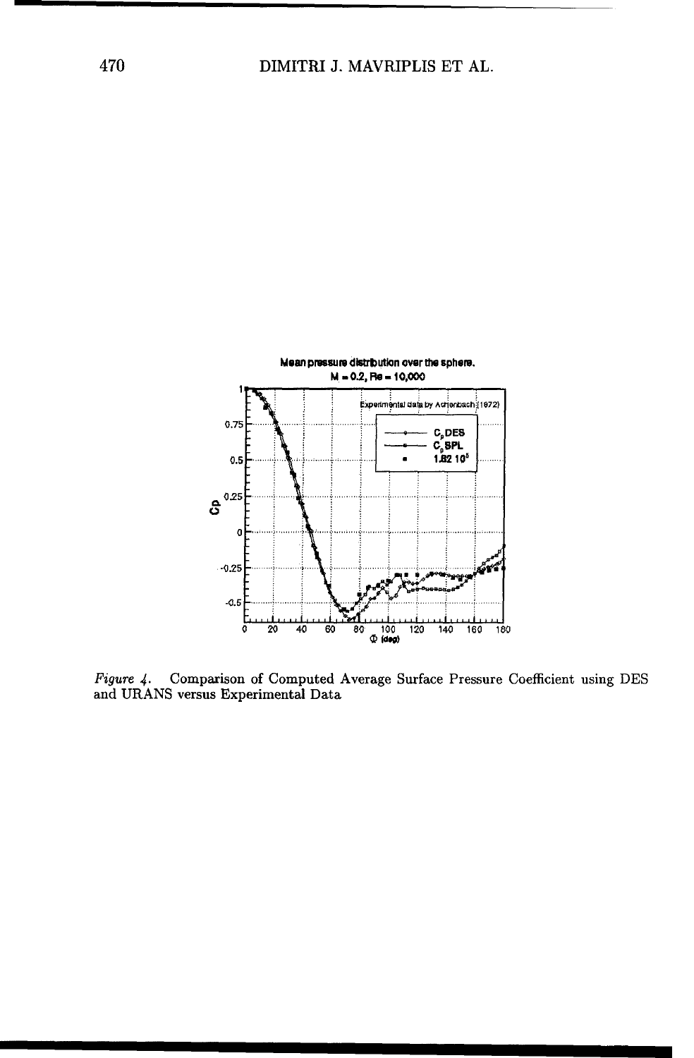Mean pressure distribution over the sphere.
M = 0.2, Re = 10,000

Experimental data by Achenbach (1972)

$C_p$ DES

$C_p$ SPL

1.62 $10^5$

Cp

1

0.75

0.5

0.25

0

-0.25

-0.5

0 20 40 60 80 100 120 140 160 180

Φ (deg)

*Figure 4.* Comparison of Computed Average Surface Pressure Coefficient using DES and URANS versus Experimental Data